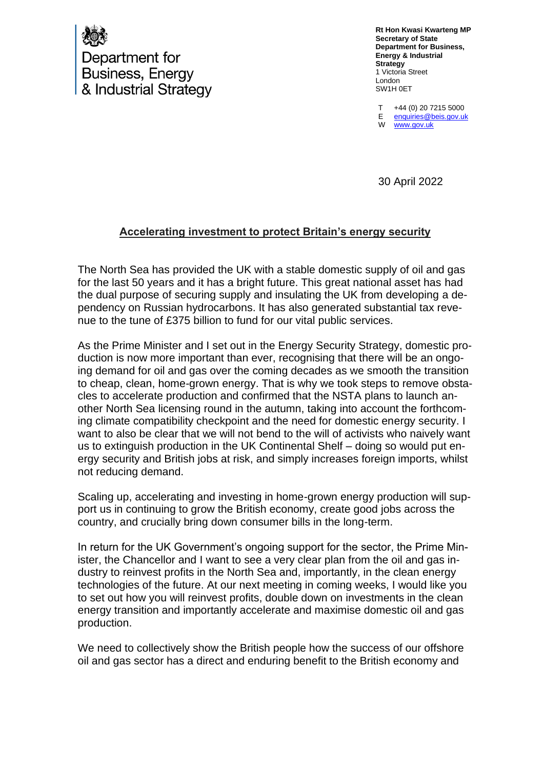Department for Business, Energy & Industrial Strategy

**Rt Hon Kwasi Kwarteng MP**
**Secretary of State**
**Department for Business, Energy & Industrial Strategy**
1 Victoria Street
London
SW1H 0ET

T +44 (0) 20 7215 5000
E enquiries@beis.gov.uk
W www.gov.uk

30 April 2022

## Accelerating investment to protect Britain's energy security

The North Sea has provided the UK with a stable domestic supply of oil and gas for the last 50 years and it has a bright future. This great national asset has had the dual purpose of securing supply and insulating the UK from developing a dependency on Russian hydrocarbons. It has also generated substantial tax revenue to the tune of £375 billion to fund for our vital public services.

As the Prime Minister and I set out in the Energy Security Strategy, domestic production is now more important than ever, recognising that there will be an ongoing demand for oil and gas over the coming decades as we smooth the transition to cheap, clean, home-grown energy. That is why we took steps to remove obstacles to accelerate production and confirmed that the NSTA plans to launch another North Sea licensing round in the autumn, taking into account the forthcoming climate compatibility checkpoint and the need for domestic energy security. I want to also be clear that we will not bend to the will of activists who naively want us to extinguish production in the UK Continental Shelf – doing so would put energy security and British jobs at risk, and simply increases foreign imports, whilst not reducing demand.

Scaling up, accelerating and investing in home-grown energy production will support us in continuing to grow the British economy, create good jobs across the country, and crucially bring down consumer bills in the long-term.

In return for the UK Government's ongoing support for the sector, the Prime Minister, the Chancellor and I want to see a very clear plan from the oil and gas industry to reinvest profits in the North Sea and, importantly, in the clean energy technologies of the future. At our next meeting in coming weeks, I would like you to set out how you will reinvest profits, double down on investments in the clean energy transition and importantly accelerate and maximise domestic oil and gas production.

We need to collectively show the British people how the success of our offshore oil and gas sector has a direct and enduring benefit to the British economy and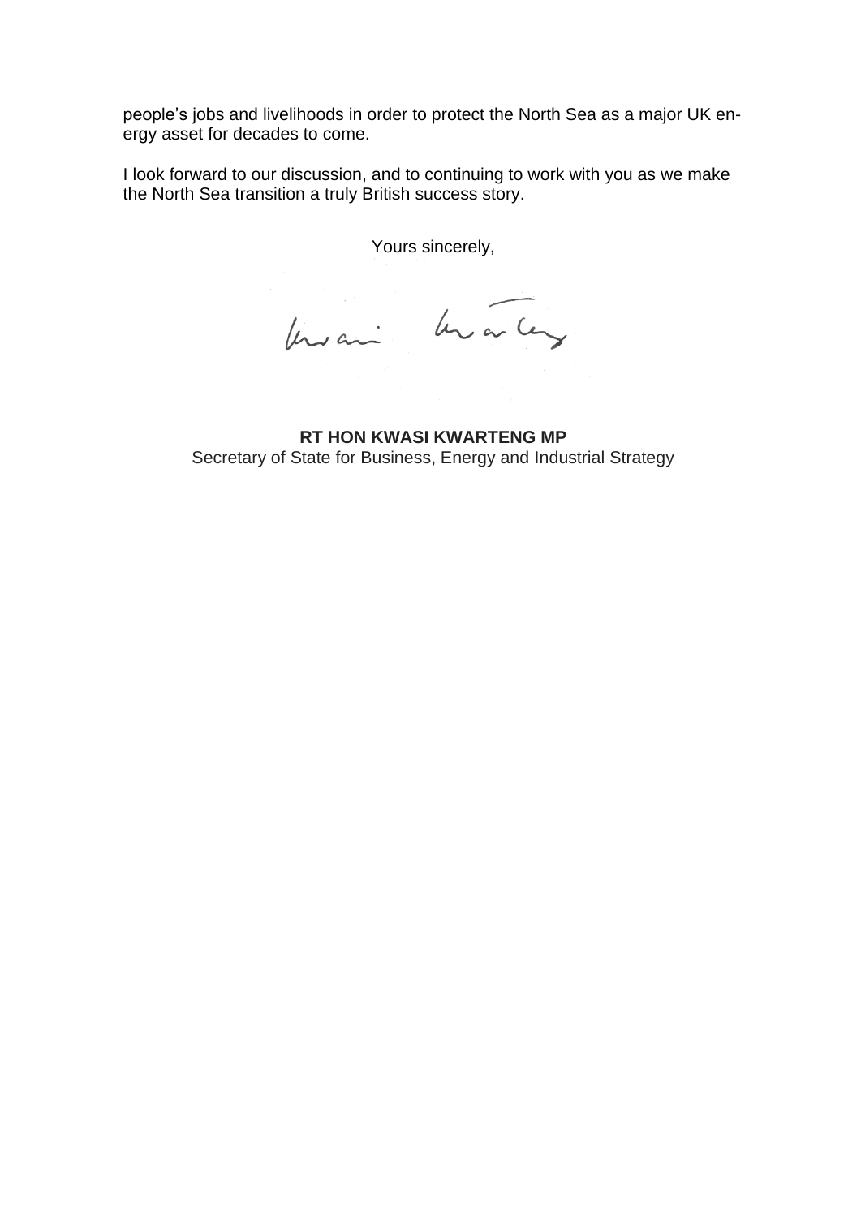people's jobs and livelihoods in order to protect the North Sea as a major UK energy asset for decades to come.

I look forward to our discussion, and to continuing to work with you as we make the North Sea transition a truly British success story.

Yours sincerely,

**RT HON KWASI KWARTENG MP**
Secretary of State for Business, Energy and Industrial Strategy